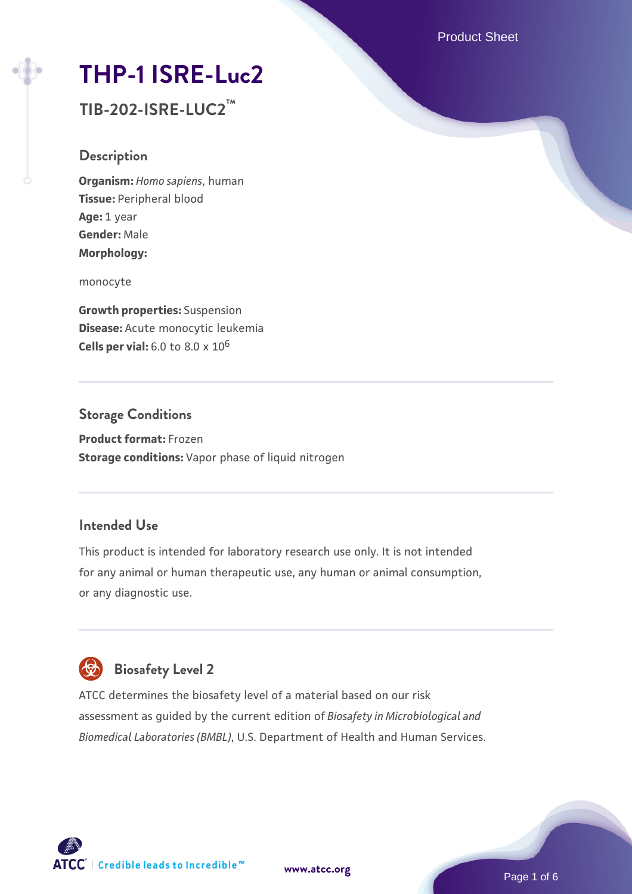# THP-1 ISRE-Luc2

## TIB-202-ISRE-LUC2™

### Description

**Organism:** *Homo sapiens*, human
**Tissue:** Peripheral blood
**Age:** 1 year
**Gender:** Male
**Morphology:**

monocyte

**Growth properties:** Suspension
**Disease:** Acute monocytic leukemia
**Cells per vial:** 6.0 to 8.0 x $10^6$

### Storage Conditions

**Product format:** Frozen
**Storage conditions:** Vapor phase of liquid nitrogen

### Intended Use

This product is intended for laboratory research use only. It is not intended for any animal or human therapeutic use, any human or animal consumption, or any diagnostic use.

### Biosafety Level 2

ATCC determines the biosafety level of a material based on our risk assessment as guided by the current edition of *Biosafety in Microbiological and Biomedical Laboratories (BMBL)*, U.S. Department of Health and Human Services.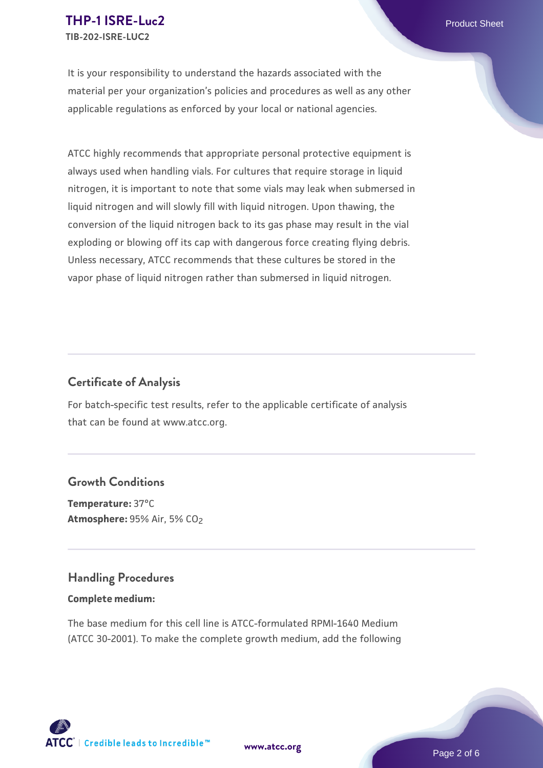It is your responsibility to understand the hazards associated with the material per your organization's policies and procedures as well as any other applicable regulations as enforced by your local or national agencies.

ATCC highly recommends that appropriate personal protective equipment is always used when handling vials. For cultures that require storage in liquid nitrogen, it is important to note that some vials may leak when submersed in liquid nitrogen and will slowly fill with liquid nitrogen. Upon thawing, the conversion of the liquid nitrogen back to its gas phase may result in the vial exploding or blowing off its cap with dangerous force creating flying debris. Unless necessary, ATCC recommends that these cultures be stored in the vapor phase of liquid nitrogen rather than submersed in liquid nitrogen.

## Certificate of Analysis

For batch-specific test results, refer to the applicable certificate of analysis that can be found at www.atcc.org.

## Growth Conditions

**Temperature:** 37°C
**Atmosphere:** 95% Air, 5% $CO_2$

## Handling Procedures

**Complete medium:**

The base medium for this cell line is ATCC-formulated RPMI-1640 Medium (ATCC 30-2001). To make the complete growth medium, add the following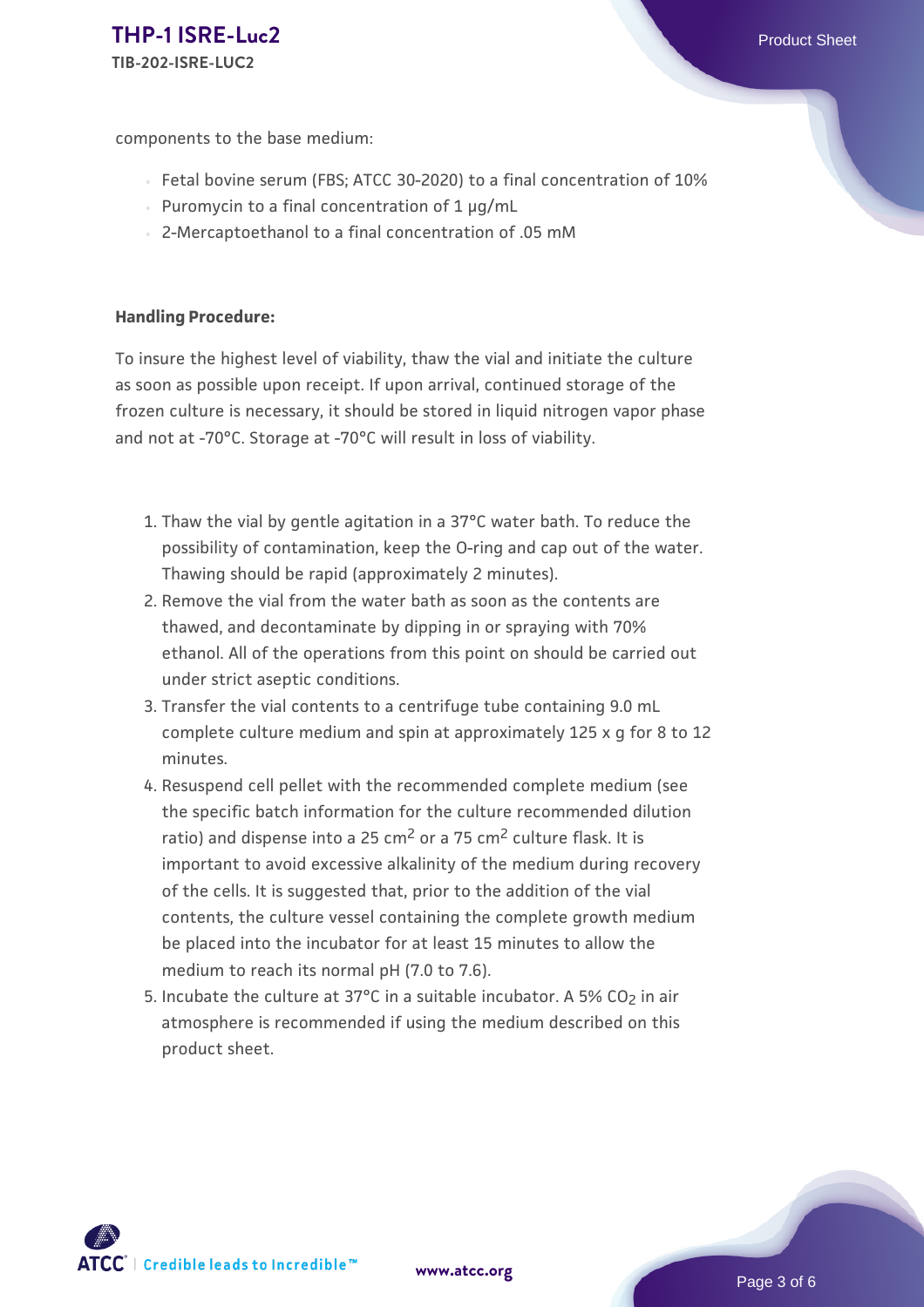components to the base medium:

- Fetal bovine serum (FBS; ATCC 30-2020) to a final concentration of 10%
- Puromycin to a final concentration of 1 µg/mL
- 2-Mercaptoethanol to a final concentration of .05 mM

**Handling Procedure:**

To insure the highest level of viability, thaw the vial and initiate the culture as soon as possible upon receipt. If upon arrival, continued storage of the frozen culture is necessary, it should be stored in liquid nitrogen vapor phase and not at -70°C. Storage at -70°C will result in loss of viability.

1. Thaw the vial by gentle agitation in a 37°C water bath. To reduce the possibility of contamination, keep the O-ring and cap out of the water. Thawing should be rapid (approximately 2 minutes).
2. Remove the vial from the water bath as soon as the contents are thawed, and decontaminate by dipping in or spraying with 70% ethanol. All of the operations from this point on should be carried out under strict aseptic conditions.
3. Transfer the vial contents to a centrifuge tube containing 9.0 mL complete culture medium and spin at approximately 125 x g for 8 to 12 minutes.
4. Resuspend cell pellet with the recommended complete medium (see the specific batch information for the culture recommended dilution ratio) and dispense into a 25 $cm^2$ or a 75 $cm^2$ culture flask. It is important to avoid excessive alkalinity of the medium during recovery of the cells. It is suggested that, prior to the addition of the vial contents, the culture vessel containing the complete growth medium be placed into the incubator for at least 15 minutes to allow the medium to reach its normal pH (7.0 to 7.6).
5. Incubate the culture at 37°C in a suitable incubator. A 5% $CO_2$ in air atmosphere is recommended if using the medium described on this product sheet.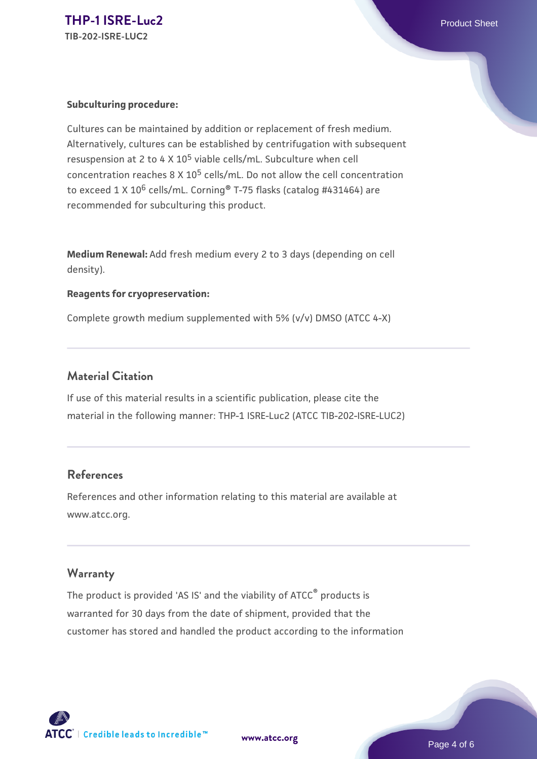**Subculturing procedure:**

Cultures can be maintained by addition or replacement of fresh medium. Alternatively, cultures can be established by centrifugation with subsequent resuspension at 2 to 4 X $10^5$ viable cells/mL. Subculture when cell concentration reaches 8 X $10^5$ cells/mL. Do not allow the cell concentration to exceed 1 X $10^6$ cells/mL. Corning® T-75 flasks (catalog #431464) are recommended for subculturing this product.

**Medium Renewal:** Add fresh medium every 2 to 3 days (depending on cell density).

**Reagents for cryopreservation:**

Complete growth medium supplemented with 5% (v/v) DMSO (ATCC 4-X)

## Material Citation

If use of this material results in a scientific publication, please cite the material in the following manner: THP-1 ISRE-Luc2 (ATCC TIB-202-ISRE-LUC2)

## References

References and other information relating to this material are available at www.atcc.org.

## Warranty

The product is provided 'AS IS' and the viability of ATCC® products is warranted for 30 days from the date of shipment, provided that the customer has stored and handled the product according to the information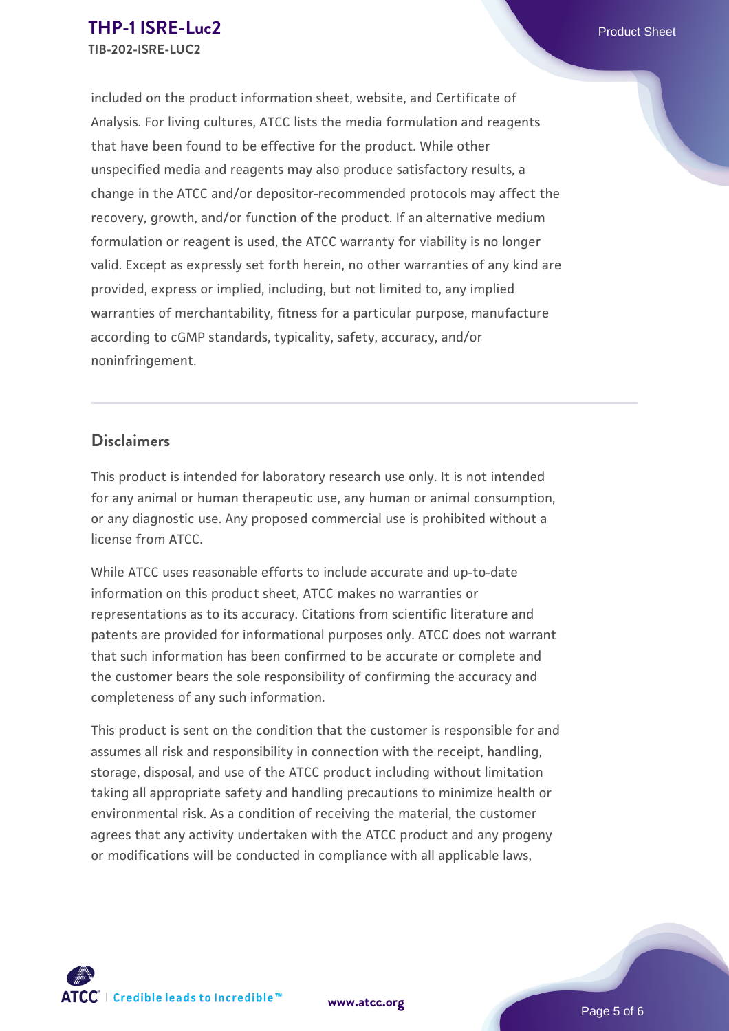included on the product information sheet, website, and Certificate of Analysis. For living cultures, ATCC lists the media formulation and reagents that have been found to be effective for the product. While other unspecified media and reagents may also produce satisfactory results, a change in the ATCC and/or depositor-recommended protocols may affect the recovery, growth, and/or function of the product. If an alternative medium formulation or reagent is used, the ATCC warranty for viability is no longer valid. Except as expressly set forth herein, no other warranties of any kind are provided, express or implied, including, but not limited to, any implied warranties of merchantability, fitness for a particular purpose, manufacture according to cGMP standards, typicality, safety, accuracy, and/or noninfringement.

## Disclaimers

This product is intended for laboratory research use only. It is not intended for any animal or human therapeutic use, any human or animal consumption, or any diagnostic use. Any proposed commercial use is prohibited without a license from ATCC.

While ATCC uses reasonable efforts to include accurate and up-to-date information on this product sheet, ATCC makes no warranties or representations as to its accuracy. Citations from scientific literature and patents are provided for informational purposes only. ATCC does not warrant that such information has been confirmed to be accurate or complete and the customer bears the sole responsibility of confirming the accuracy and completeness of any such information.

This product is sent on the condition that the customer is responsible for and assumes all risk and responsibility in connection with the receipt, handling, storage, disposal, and use of the ATCC product including without limitation taking all appropriate safety and handling precautions to minimize health or environmental risk. As a condition of receiving the material, the customer agrees that any activity undertaken with the ATCC product and any progeny or modifications will be conducted in compliance with all applicable laws,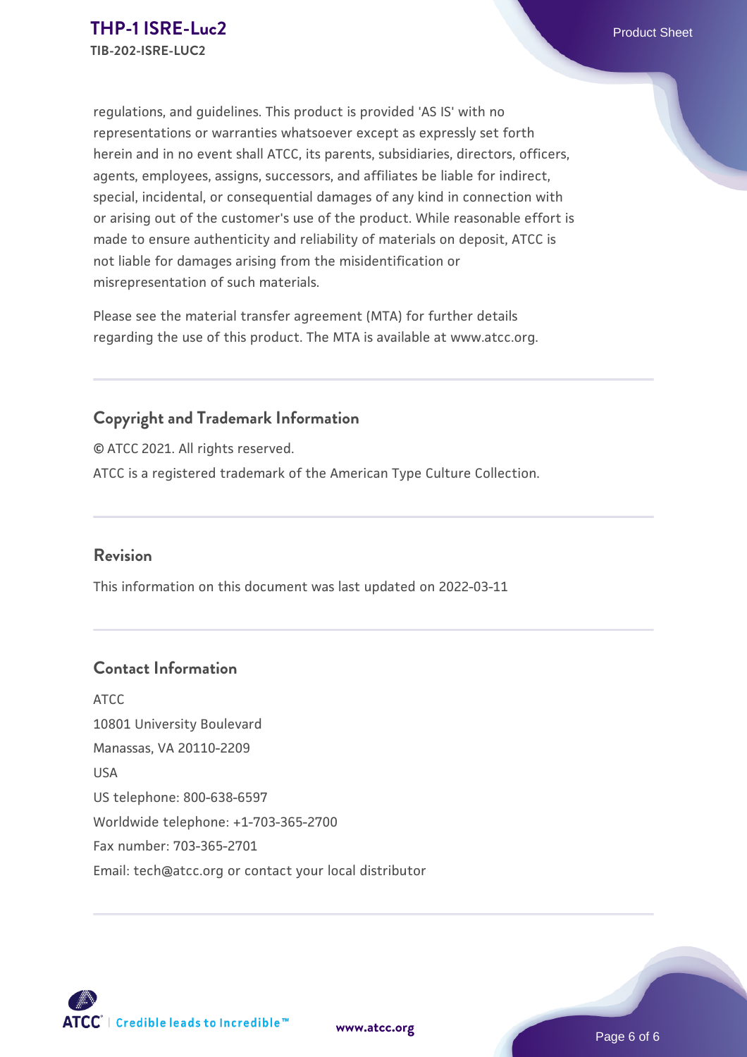regulations, and guidelines. This product is provided 'AS IS' with no representations or warranties whatsoever except as expressly set forth herein and in no event shall ATCC, its parents, subsidiaries, directors, officers, agents, employees, assigns, successors, and affiliates be liable for indirect, special, incidental, or consequential damages of any kind in connection with or arising out of the customer's use of the product. While reasonable effort is made to ensure authenticity and reliability of materials on deposit, ATCC is not liable for damages arising from the misidentification or misrepresentation of such materials.

Please see the material transfer agreement (MTA) for further details regarding the use of this product. The MTA is available at www.atcc.org.

## Copyright and Trademark Information

© ATCC 2021. All rights reserved.

ATCC is a registered trademark of the American Type Culture Collection.

## Revision

This information on this document was last updated on 2022-03-11

## Contact Information

ATCC
10801 University Boulevard
Manassas, VA 20110-2209
USA
US telephone: 800-638-6597
Worldwide telephone: +1-703-365-2700
Fax number: 703-365-2701
Email: tech@atcc.org or contact your local distributor